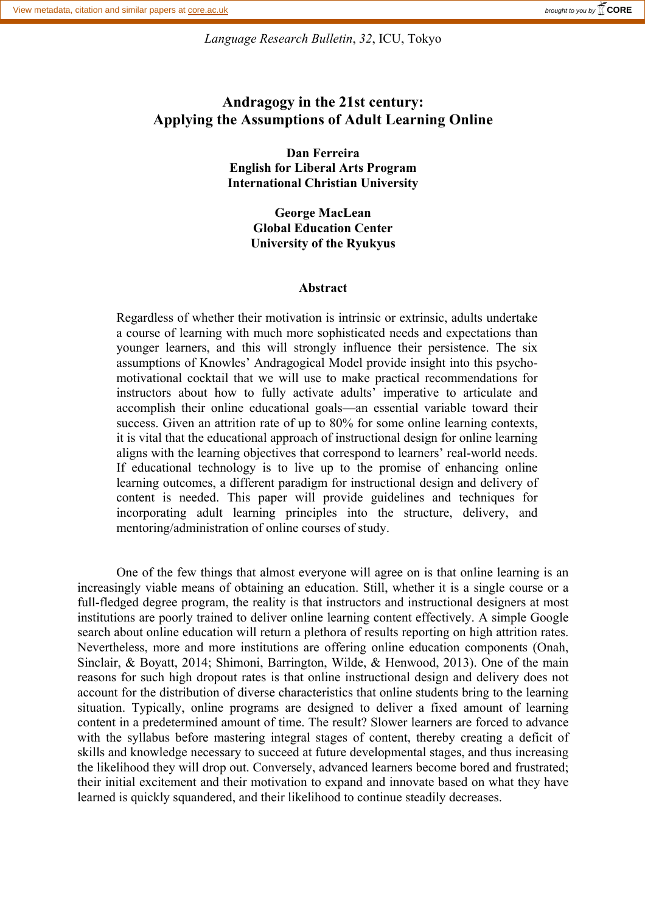# Andragogy in the 21st century: Applying the Assumptions of Adult Learning Online

**Dan Ferreira**
**English for Liberal Arts Program**
**International Christian University**

**George MacLean**
**Global Education Center**
**University of the Ryukyus**

## Abstract

Regardless of whether their motivation is intrinsic or extrinsic, adults undertake a course of learning with much more sophisticated needs and expectations than younger learners, and this will strongly influence their persistence. The six assumptions of Knowles' Andragogical Model provide insight into this psycho-motivational cocktail that we will use to make practical recommendations for instructors about how to fully activate adults' imperative to articulate and accomplish their online educational goals—an essential variable toward their success. Given an attrition rate of up to 80% for some online learning contexts, it is vital that the educational approach of instructional design for online learning aligns with the learning objectives that correspond to learners' real-world needs. If educational technology is to live up to the promise of enhancing online learning outcomes, a different paradigm for instructional design and delivery of content is needed. This paper will provide guidelines and techniques for incorporating adult learning principles into the structure, delivery, and mentoring/administration of online courses of study.

One of the few things that almost everyone will agree on is that online learning is an increasingly viable means of obtaining an education. Still, whether it is a single course or a full-fledged degree program, the reality is that instructors and instructional designers at most institutions are poorly trained to deliver online learning content effectively. A simple Google search about online education will return a plethora of results reporting on high attrition rates. Nevertheless, more and more institutions are offering online education components (Onah, Sinclair, & Boyatt, 2014; Shimoni, Barrington, Wilde, & Henwood, 2013). One of the main reasons for such high dropout rates is that online instructional design and delivery does not account for the distribution of diverse characteristics that online students bring to the learning situation. Typically, online programs are designed to deliver a fixed amount of learning content in a predetermined amount of time. The result? Slower learners are forced to advance with the syllabus before mastering integral stages of content, thereby creating a deficit of skills and knowledge necessary to succeed at future developmental stages, and thus increasing the likelihood they will drop out. Conversely, advanced learners become bored and frustrated; their initial excitement and their motivation to expand and innovate based on what they have learned is quickly squandered, and their likelihood to continue steadily decreases.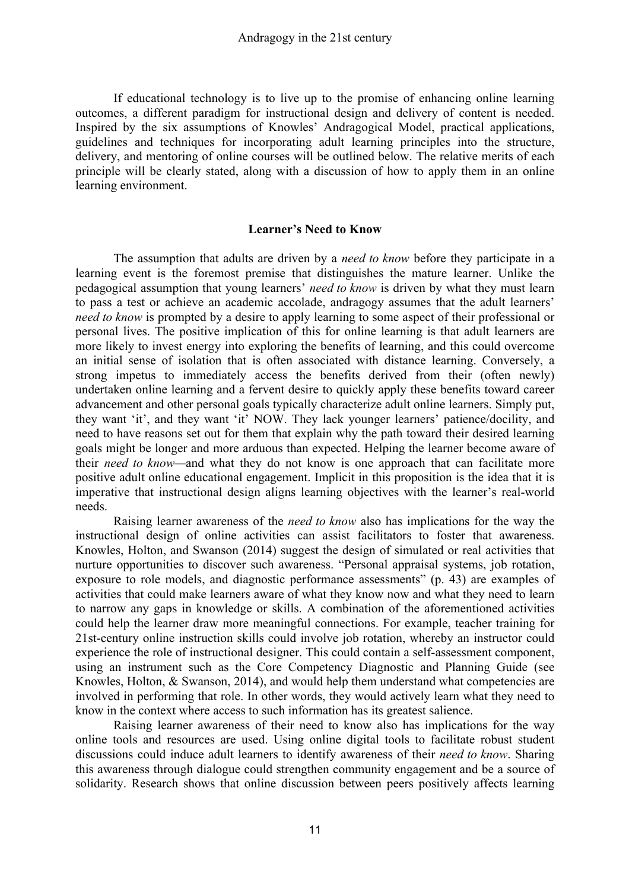If educational technology is to live up to the promise of enhancing online learning outcomes, a different paradigm for instructional design and delivery of content is needed. Inspired by the six assumptions of Knowles' Andragogical Model, practical applications, guidelines and techniques for incorporating adult learning principles into the structure, delivery, and mentoring of online courses will be outlined below. The relative merits of each principle will be clearly stated, along with a discussion of how to apply them in an online learning environment.

## Learner's Need to Know

The assumption that adults are driven by a *need to know* before they participate in a learning event is the foremost premise that distinguishes the mature learner. Unlike the pedagogical assumption that young learners' *need to know* is driven by what they must learn to pass a test or achieve an academic accolade, andragogy assumes that the adult learners' *need to know* is prompted by a desire to apply learning to some aspect of their professional or personal lives. The positive implication of this for online learning is that adult learners are more likely to invest energy into exploring the benefits of learning, and this could overcome an initial sense of isolation that is often associated with distance learning. Conversely, a strong impetus to immediately access the benefits derived from their (often newly) undertaken online learning and a fervent desire to quickly apply these benefits toward career advancement and other personal goals typically characterize adult online learners. Simply put, they want 'it', and they want 'it' NOW. They lack younger learners' patience/docility, and need to have reasons set out for them that explain why the path toward their desired learning goals might be longer and more arduous than expected. Helping the learner become aware of their *need to know*—and what they do not know is one approach that can facilitate more positive adult online educational engagement. Implicit in this proposition is the idea that it is imperative that instructional design aligns learning objectives with the learner's real-world needs.

Raising learner awareness of the *need to know* also has implications for the way the instructional design of online activities can assist facilitators to foster that awareness. Knowles, Holton, and Swanson (2014) suggest the design of simulated or real activities that nurture opportunities to discover such awareness. "Personal appraisal systems, job rotation, exposure to role models, and diagnostic performance assessments" (p. 43) are examples of activities that could make learners aware of what they know now and what they need to learn to narrow any gaps in knowledge or skills. A combination of the aforementioned activities could help the learner draw more meaningful connections. For example, teacher training for 21st-century online instruction skills could involve job rotation, whereby an instructor could experience the role of instructional designer. This could contain a self-assessment component, using an instrument such as the Core Competency Diagnostic and Planning Guide (see Knowles, Holton, & Swanson, 2014), and would help them understand what competencies are involved in performing that role. In other words, they would actively learn what they need to know in the context where access to such information has its greatest salience.

Raising learner awareness of their need to know also has implications for the way online tools and resources are used. Using online digital tools to facilitate robust student discussions could induce adult learners to identify awareness of their *need to know*. Sharing this awareness through dialogue could strengthen community engagement and be a source of solidarity. Research shows that online discussion between peers positively affects learning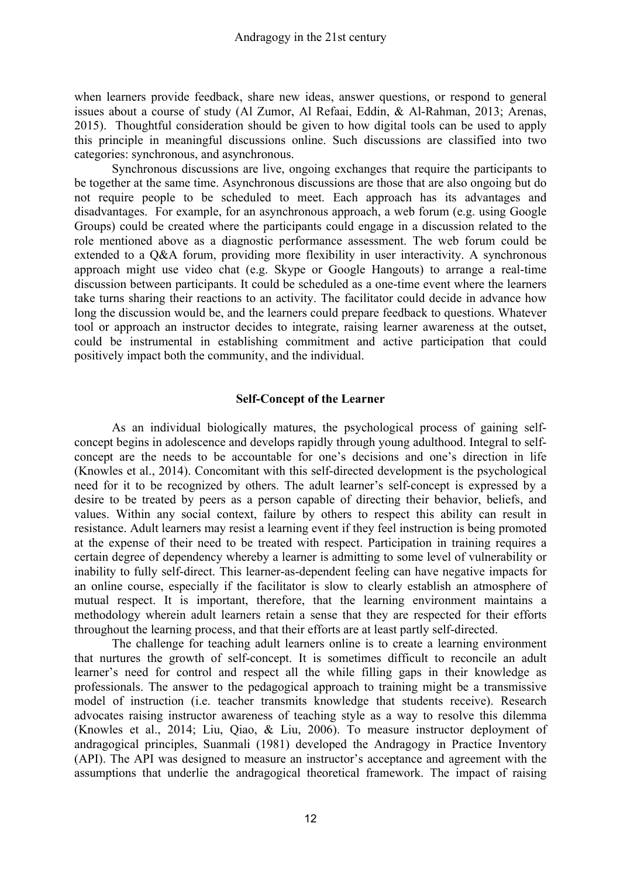when learners provide feedback, share new ideas, answer questions, or respond to general issues about a course of study (Al Zumor, Al Refaai, Eddin, & Al-Rahman, 2013; Arenas, 2015). Thoughtful consideration should be given to how digital tools can be used to apply this principle in meaningful discussions online. Such discussions are classified into two categories: synchronous, and asynchronous.

Synchronous discussions are live, ongoing exchanges that require the participants to be together at the same time. Asynchronous discussions are those that are also ongoing but do not require people to be scheduled to meet. Each approach has its advantages and disadvantages. For example, for an asynchronous approach, a web forum (e.g. using Google Groups) could be created where the participants could engage in a discussion related to the role mentioned above as a diagnostic performance assessment. The web forum could be extended to a Q&A forum, providing more flexibility in user interactivity. A synchronous approach might use video chat (e.g. Skype or Google Hangouts) to arrange a real-time discussion between participants. It could be scheduled as a one-time event where the learners take turns sharing their reactions to an activity. The facilitator could decide in advance how long the discussion would be, and the learners could prepare feedback to questions. Whatever tool or approach an instructor decides to integrate, raising learner awareness at the outset, could be instrumental in establishing commitment and active participation that could positively impact both the community, and the individual.

## Self-Concept of the Learner

As an individual biologically matures, the psychological process of gaining self-concept begins in adolescence and develops rapidly through young adulthood. Integral to self-concept are the needs to be accountable for one's decisions and one's direction in life (Knowles et al., 2014). Concomitant with this self-directed development is the psychological need for it to be recognized by others. The adult learner's self-concept is expressed by a desire to be treated by peers as a person capable of directing their behavior, beliefs, and values. Within any social context, failure by others to respect this ability can result in resistance. Adult learners may resist a learning event if they feel instruction is being promoted at the expense of their need to be treated with respect. Participation in training requires a certain degree of dependency whereby a learner is admitting to some level of vulnerability or inability to fully self-direct. This learner-as-dependent feeling can have negative impacts for an online course, especially if the facilitator is slow to clearly establish an atmosphere of mutual respect. It is important, therefore, that the learning environment maintains a methodology wherein adult learners retain a sense that they are respected for their efforts throughout the learning process, and that their efforts are at least partly self-directed.

The challenge for teaching adult learners online is to create a learning environment that nurtures the growth of self-concept. It is sometimes difficult to reconcile an adult learner's need for control and respect all the while filling gaps in their knowledge as professionals. The answer to the pedagogical approach to training might be a transmissive model of instruction (i.e. teacher transmits knowledge that students receive). Research advocates raising instructor awareness of teaching style as a way to resolve this dilemma (Knowles et al., 2014; Liu, Qiao, & Liu, 2006). To measure instructor deployment of andragogical principles, Suanmali (1981) developed the Andragogy in Practice Inventory (API). The API was designed to measure an instructor's acceptance and agreement with the assumptions that underlie the andragogical theoretical framework. The impact of raising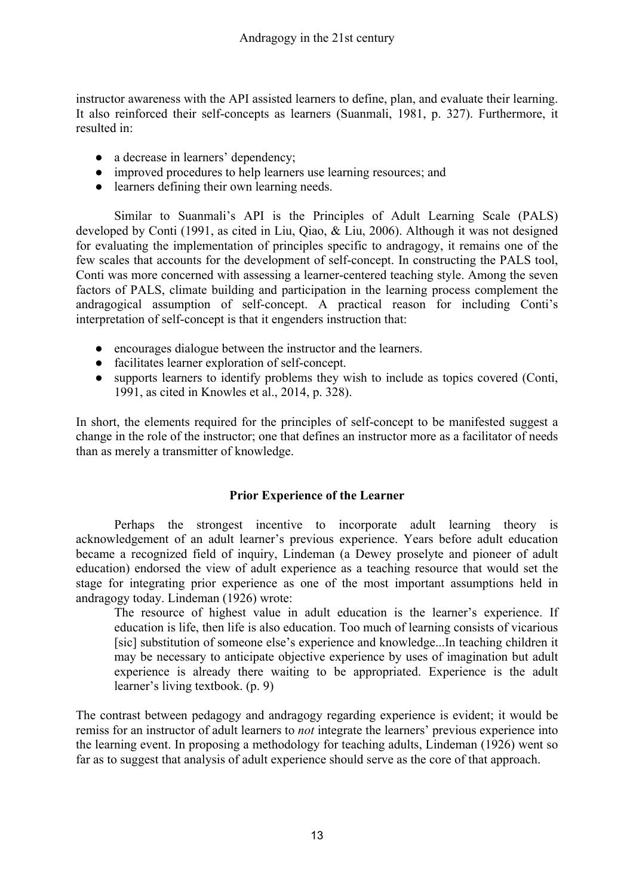instructor awareness with the API assisted learners to define, plan, and evaluate their learning. It also reinforced their self-concepts as learners (Suanmali, 1981, p. 327). Furthermore, it resulted in:

- a decrease in learners' dependency;
- improved procedures to help learners use learning resources; and
- learners defining their own learning needs.

Similar to Suanmali's API is the Principles of Adult Learning Scale (PALS) developed by Conti (1991, as cited in Liu, Qiao, & Liu, 2006). Although it was not designed for evaluating the implementation of principles specific to andragogy, it remains one of the few scales that accounts for the development of self-concept. In constructing the PALS tool, Conti was more concerned with assessing a learner-centered teaching style. Among the seven factors of PALS, climate building and participation in the learning process complement the andragogical assumption of self-concept. A practical reason for including Conti's interpretation of self-concept is that it engenders instruction that:

- encourages dialogue between the instructor and the learners.
- facilitates learner exploration of self-concept.
- supports learners to identify problems they wish to include as topics covered (Conti, 1991, as cited in Knowles et al., 2014, p. 328).

In short, the elements required for the principles of self-concept to be manifested suggest a change in the role of the instructor; one that defines an instructor more as a facilitator of needs than as merely a transmitter of knowledge.

## Prior Experience of the Learner

Perhaps the strongest incentive to incorporate adult learning theory is acknowledgement of an adult learner's previous experience. Years before adult education became a recognized field of inquiry, Lindeman (a Dewey proselyte and pioneer of adult education) endorsed the view of adult experience as a teaching resource that would set the stage for integrating prior experience as one of the most important assumptions held in andragogy today. Lindeman (1926) wrote:

> The resource of highest value in adult education is the learner's experience. If education is life, then life is also education. Too much of learning consists of vicarious [sic] substitution of someone else's experience and knowledge...In teaching children it may be necessary to anticipate objective experience by uses of imagination but adult experience is already there waiting to be appropriated. Experience is the adult learner's living textbook. (p. 9)

The contrast between pedagogy and andragogy regarding experience is evident; it would be remiss for an instructor of adult learners to *not* integrate the learners' previous experience into the learning event. In proposing a methodology for teaching adults, Lindeman (1926) went so far as to suggest that analysis of adult experience should serve as the core of that approach.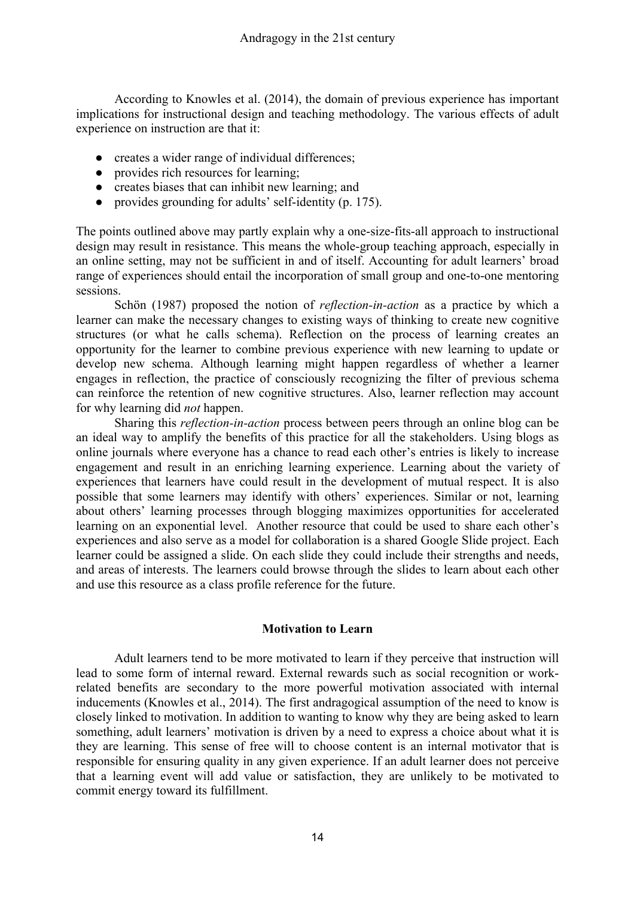According to Knowles et al. (2014), the domain of previous experience has important implications for instructional design and teaching methodology. The various effects of adult experience on instruction are that it:

- creates a wider range of individual differences;
- provides rich resources for learning;
- creates biases that can inhibit new learning; and
- provides grounding for adults' self-identity (p. 175).

The points outlined above may partly explain why a one-size-fits-all approach to instructional design may result in resistance. This means the whole-group teaching approach, especially in an online setting, may not be sufficient in and of itself. Accounting for adult learners' broad range of experiences should entail the incorporation of small group and one-to-one mentoring sessions.

Schön (1987) proposed the notion of *reflection-in-action* as a practice by which a learner can make the necessary changes to existing ways of thinking to create new cognitive structures (or what he calls schema). Reflection on the process of learning creates an opportunity for the learner to combine previous experience with new learning to update or develop new schema. Although learning might happen regardless of whether a learner engages in reflection, the practice of consciously recognizing the filter of previous schema can reinforce the retention of new cognitive structures. Also, learner reflection may account for why learning did *not* happen.

Sharing this *reflection-in-action* process between peers through an online blog can be an ideal way to amplify the benefits of this practice for all the stakeholders. Using blogs as online journals where everyone has a chance to read each other's entries is likely to increase engagement and result in an enriching learning experience. Learning about the variety of experiences that learners have could result in the development of mutual respect. It is also possible that some learners may identify with others' experiences. Similar or not, learning about others' learning processes through blogging maximizes opportunities for accelerated learning on an exponential level. Another resource that could be used to share each other's experiences and also serve as a model for collaboration is a shared Google Slide project. Each learner could be assigned a slide. On each slide they could include their strengths and needs, and areas of interests. The learners could browse through the slides to learn about each other and use this resource as a class profile reference for the future.

## Motivation to Learn

Adult learners tend to be more motivated to learn if they perceive that instruction will lead to some form of internal reward. External rewards such as social recognition or work-related benefits are secondary to the more powerful motivation associated with internal inducements (Knowles et al., 2014). The first andragogical assumption of the need to know is closely linked to motivation. In addition to wanting to know why they are being asked to learn something, adult learners' motivation is driven by a need to express a choice about what it is they are learning. This sense of free will to choose content is an internal motivator that is responsible for ensuring quality in any given experience. If an adult learner does not perceive that a learning event will add value or satisfaction, they are unlikely to be motivated to commit energy toward its fulfillment.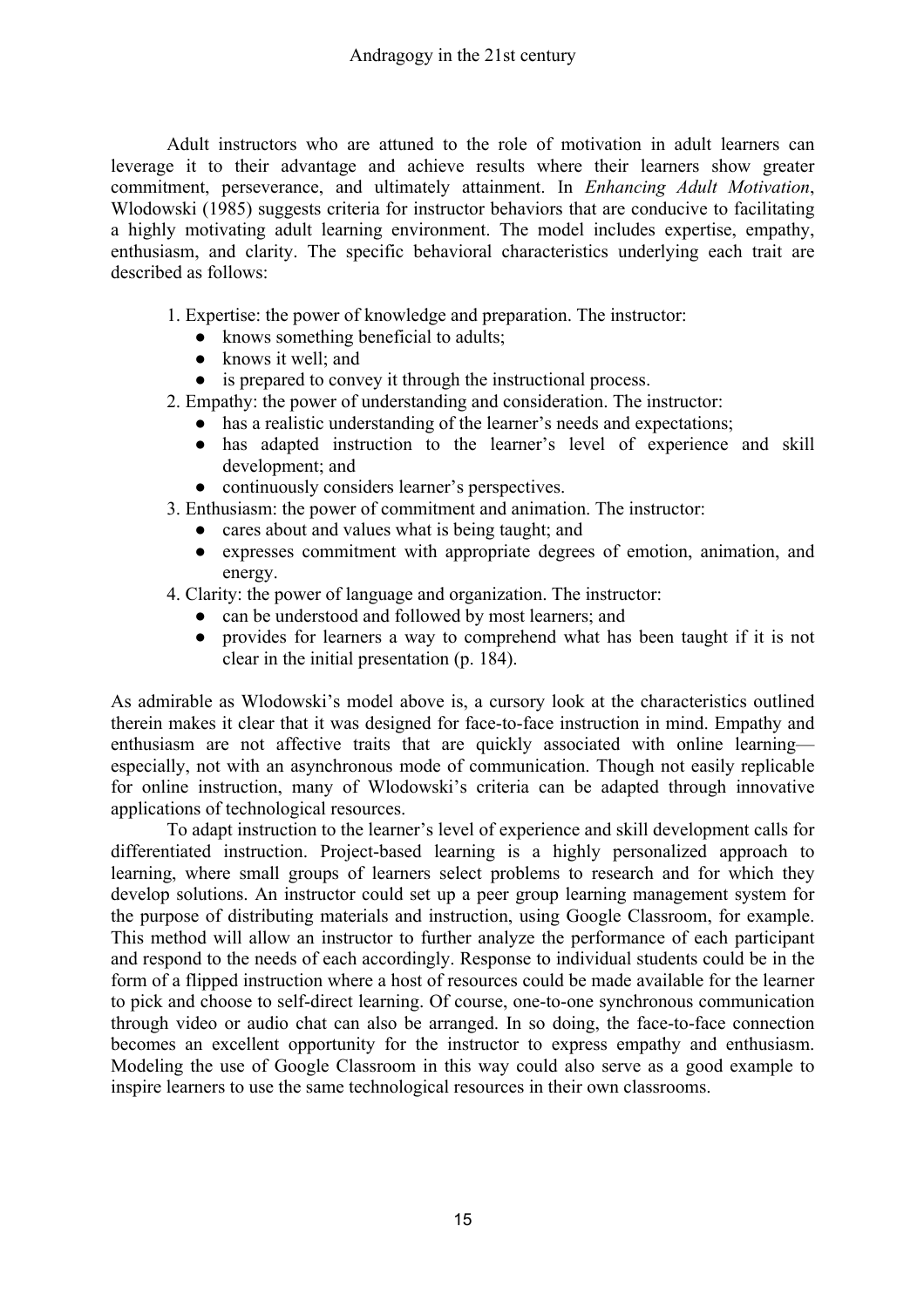Adult instructors who are attuned to the role of motivation in adult learners can leverage it to their advantage and achieve results where their learners show greater commitment, perseverance, and ultimately attainment. In *Enhancing Adult Motivation*, Wlodowski (1985) suggests criteria for instructor behaviors that are conducive to facilitating a highly motivating adult learning environment. The model includes expertise, empathy, enthusiasm, and clarity. The specific behavioral characteristics underlying each trait are described as follows:

1. Expertise: the power of knowledge and preparation. The instructor:
   - knows something beneficial to adults;
   - knows it well; and
   - is prepared to convey it through the instructional process.
2. Empathy: the power of understanding and consideration. The instructor:
   - has a realistic understanding of the learner's needs and expectations;
   - has adapted instruction to the learner's level of experience and skill development; and
   - continuously considers learner's perspectives.
3. Enthusiasm: the power of commitment and animation. The instructor:
   - cares about and values what is being taught; and
   - expresses commitment with appropriate degrees of emotion, animation, and energy.
4. Clarity: the power of language and organization. The instructor:
   - can be understood and followed by most learners; and
   - provides for learners a way to comprehend what has been taught if it is not clear in the initial presentation (p. 184).

As admirable as Wlodowski's model above is, a cursory look at the characteristics outlined therein makes it clear that it was designed for face-to-face instruction in mind. Empathy and enthusiasm are not affective traits that are quickly associated with online learning—especially, not with an asynchronous mode of communication. Though not easily replicable for online instruction, many of Wlodowski's criteria can be adapted through innovative applications of technological resources.

To adapt instruction to the learner's level of experience and skill development calls for differentiated instruction. Project-based learning is a highly personalized approach to learning, where small groups of learners select problems to research and for which they develop solutions. An instructor could set up a peer group learning management system for the purpose of distributing materials and instruction, using Google Classroom, for example. This method will allow an instructor to further analyze the performance of each participant and respond to the needs of each accordingly. Response to individual students could be in the form of a flipped instruction where a host of resources could be made available for the learner to pick and choose to self-direct learning. Of course, one-to-one synchronous communication through video or audio chat can also be arranged. In so doing, the face-to-face connection becomes an excellent opportunity for the instructor to express empathy and enthusiasm. Modeling the use of Google Classroom in this way could also serve as a good example to inspire learners to use the same technological resources in their own classrooms.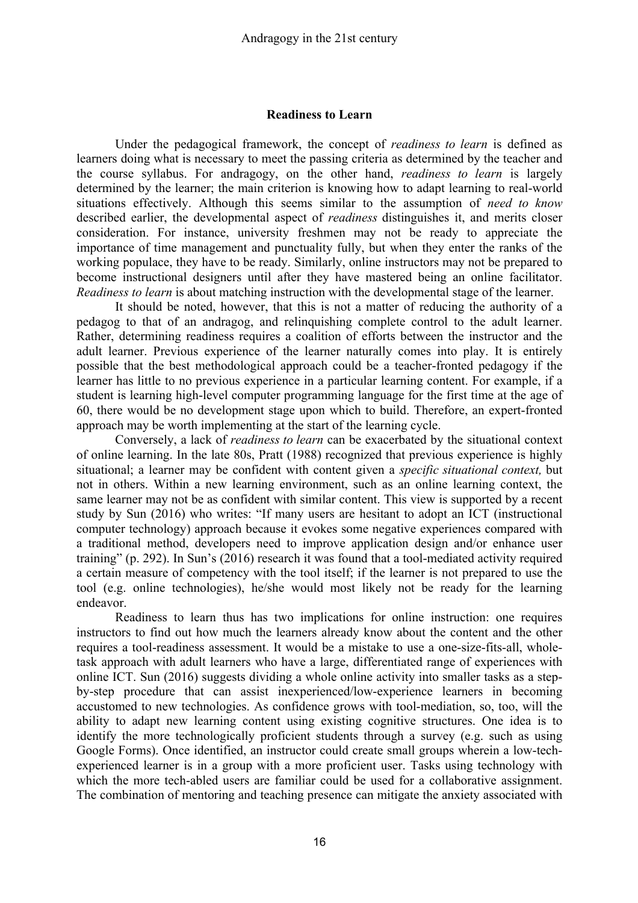## Readiness to Learn

Under the pedagogical framework, the concept of *readiness to learn* is defined as learners doing what is necessary to meet the passing criteria as determined by the teacher and the course syllabus. For andragogy, on the other hand, *readiness to learn* is largely determined by the learner; the main criterion is knowing how to adapt learning to real-world situations effectively. Although this seems similar to the assumption of *need to know* described earlier, the developmental aspect of *readiness* distinguishes it, and merits closer consideration. For instance, university freshmen may not be ready to appreciate the importance of time management and punctuality fully, but when they enter the ranks of the working populace, they have to be ready. Similarly, online instructors may not be prepared to become instructional designers until after they have mastered being an online facilitator. *Readiness to learn* is about matching instruction with the developmental stage of the learner.

It should be noted, however, that this is not a matter of reducing the authority of a pedagog to that of an andragog, and relinquishing complete control to the adult learner. Rather, determining readiness requires a coalition of efforts between the instructor and the adult learner. Previous experience of the learner naturally comes into play. It is entirely possible that the best methodological approach could be a teacher-fronted pedagogy if the learner has little to no previous experience in a particular learning content. For example, if a student is learning high-level computer programming language for the first time at the age of 60, there would be no development stage upon which to build. Therefore, an expert-fronted approach may be worth implementing at the start of the learning cycle.

Conversely, a lack of *readiness to learn* can be exacerbated by the situational context of online learning. In the late 80s, Pratt (1988) recognized that previous experience is highly situational; a learner may be confident with content given a *specific situational context,* but not in others. Within a new learning environment, such as an online learning context, the same learner may not be as confident with similar content. This view is supported by a recent study by Sun (2016) who writes: "If many users are hesitant to adopt an ICT (instructional computer technology) approach because it evokes some negative experiences compared with a traditional method, developers need to improve application design and/or enhance user training" (p. 292). In Sun's (2016) research it was found that a tool-mediated activity required a certain measure of competency with the tool itself; if the learner is not prepared to use the tool (e.g. online technologies), he/she would most likely not be ready for the learning endeavor.

Readiness to learn thus has two implications for online instruction: one requires instructors to find out how much the learners already know about the content and the other requires a tool-readiness assessment. It would be a mistake to use a one-size-fits-all, whole-task approach with adult learners who have a large, differentiated range of experiences with online ICT. Sun (2016) suggests dividing a whole online activity into smaller tasks as a step-by-step procedure that can assist inexperienced/low-experience learners in becoming accustomed to new technologies. As confidence grows with tool-mediation, so, too, will the ability to adapt new learning content using existing cognitive structures. One idea is to identify the more technologically proficient students through a survey (e.g. such as using Google Forms). Once identified, an instructor could create small groups wherein a low-tech-experienced learner is in a group with a more proficient user. Tasks using technology with which the more tech-abled users are familiar could be used for a collaborative assignment. The combination of mentoring and teaching presence can mitigate the anxiety associated with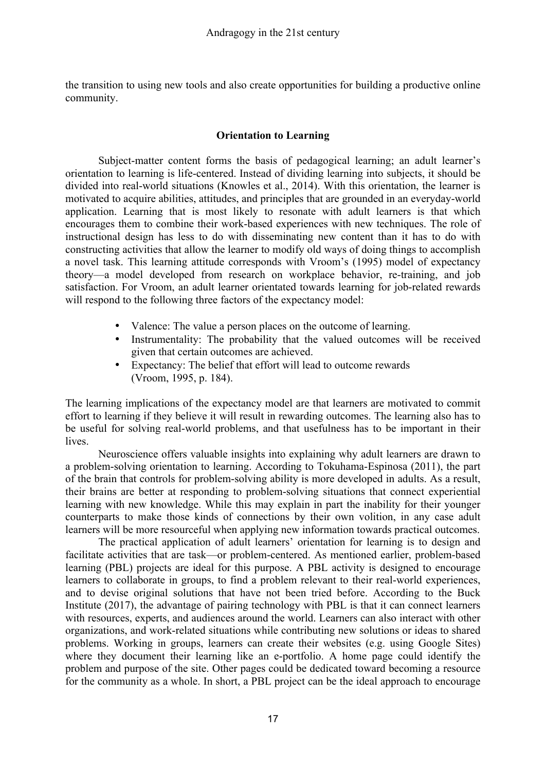the transition to using new tools and also create opportunities for building a productive online community.

### Orientation to Learning

Subject-matter content forms the basis of pedagogical learning; an adult learner's orientation to learning is life-centered. Instead of dividing learning into subjects, it should be divided into real-world situations (Knowles et al., 2014). With this orientation, the learner is motivated to acquire abilities, attitudes, and principles that are grounded in an everyday-world application. Learning that is most likely to resonate with adult learners is that which encourages them to combine their work-based experiences with new techniques. The role of instructional design has less to do with disseminating new content than it has to do with constructing activities that allow the learner to modify old ways of doing things to accomplish a novel task. This learning attitude corresponds with Vroom's (1995) model of expectancy theory—a model developed from research on workplace behavior, re-training, and job satisfaction. For Vroom, an adult learner orientated towards learning for job-related rewards will respond to the following three factors of the expectancy model:

- Valence: The value a person places on the outcome of learning.
- Instrumentality: The probability that the valued outcomes will be received given that certain outcomes are achieved.
- Expectancy: The belief that effort will lead to outcome rewards (Vroom, 1995, p. 184).

The learning implications of the expectancy model are that learners are motivated to commit effort to learning if they believe it will result in rewarding outcomes. The learning also has to be useful for solving real-world problems, and that usefulness has to be important in their lives.

Neuroscience offers valuable insights into explaining why adult learners are drawn to a problem-solving orientation to learning. According to Tokuhama-Espinosa (2011), the part of the brain that controls for problem-solving ability is more developed in adults. As a result, their brains are better at responding to problem-solving situations that connect experiential learning with new knowledge. While this may explain in part the inability for their younger counterparts to make those kinds of connections by their own volition, in any case adult learners will be more resourceful when applying new information towards practical outcomes.

The practical application of adult learners' orientation for learning is to design and facilitate activities that are task—or problem-centered. As mentioned earlier, problem-based learning (PBL) projects are ideal for this purpose. A PBL activity is designed to encourage learners to collaborate in groups, to find a problem relevant to their real-world experiences, and to devise original solutions that have not been tried before. According to the Buck Institute (2017), the advantage of pairing technology with PBL is that it can connect learners with resources, experts, and audiences around the world. Learners can also interact with other organizations, and work-related situations while contributing new solutions or ideas to shared problems. Working in groups, learners can create their websites (e.g. using Google Sites) where they document their learning like an e-portfolio. A home page could identify the problem and purpose of the site. Other pages could be dedicated toward becoming a resource for the community as a whole. In short, a PBL project can be the ideal approach to encourage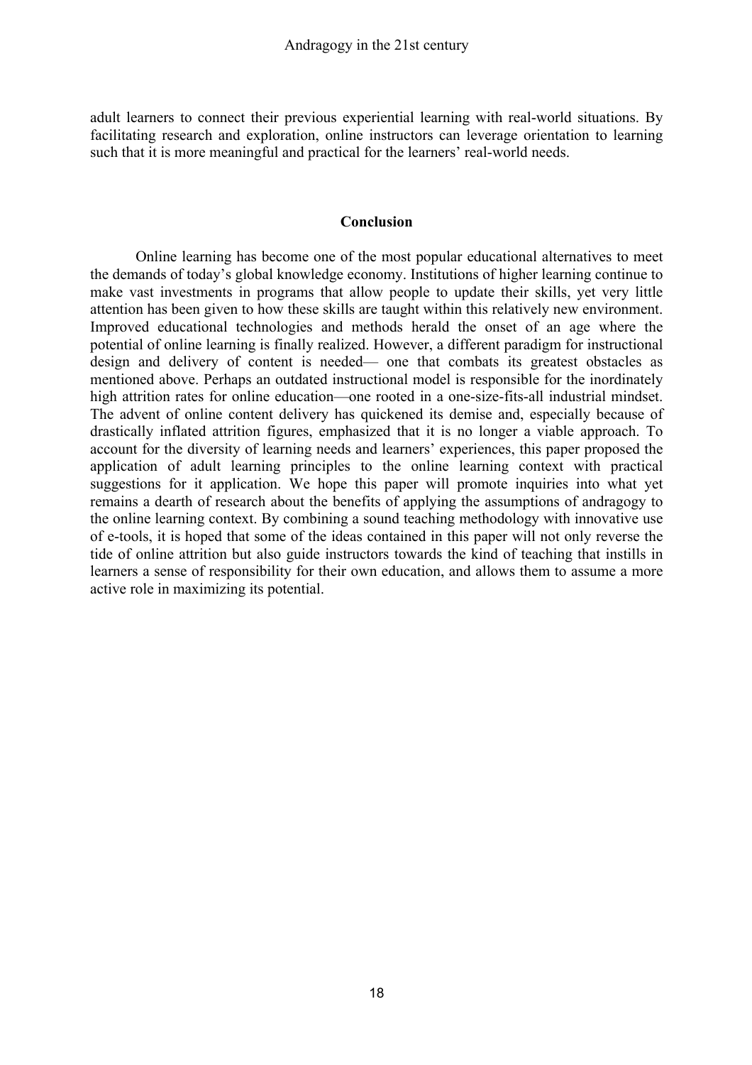adult learners to connect their previous experiential learning with real-world situations. By facilitating research and exploration, online instructors can leverage orientation to learning such that it is more meaningful and practical for the learners' real-world needs.

## Conclusion

Online learning has become one of the most popular educational alternatives to meet the demands of today's global knowledge economy. Institutions of higher learning continue to make vast investments in programs that allow people to update their skills, yet very little attention has been given to how these skills are taught within this relatively new environment. Improved educational technologies and methods herald the onset of an age where the potential of online learning is finally realized. However, a different paradigm for instructional design and delivery of content is needed— one that combats its greatest obstacles as mentioned above. Perhaps an outdated instructional model is responsible for the inordinately high attrition rates for online education—one rooted in a one-size-fits-all industrial mindset. The advent of online content delivery has quickened its demise and, especially because of drastically inflated attrition figures, emphasized that it is no longer a viable approach. To account for the diversity of learning needs and learners' experiences, this paper proposed the application of adult learning principles to the online learning context with practical suggestions for it application. We hope this paper will promote inquiries into what yet remains a dearth of research about the benefits of applying the assumptions of andragogy to the online learning context. By combining a sound teaching methodology with innovative use of e-tools, it is hoped that some of the ideas contained in this paper will not only reverse the tide of online attrition but also guide instructors towards the kind of teaching that instills in learners a sense of responsibility for their own education, and allows them to assume a more active role in maximizing its potential.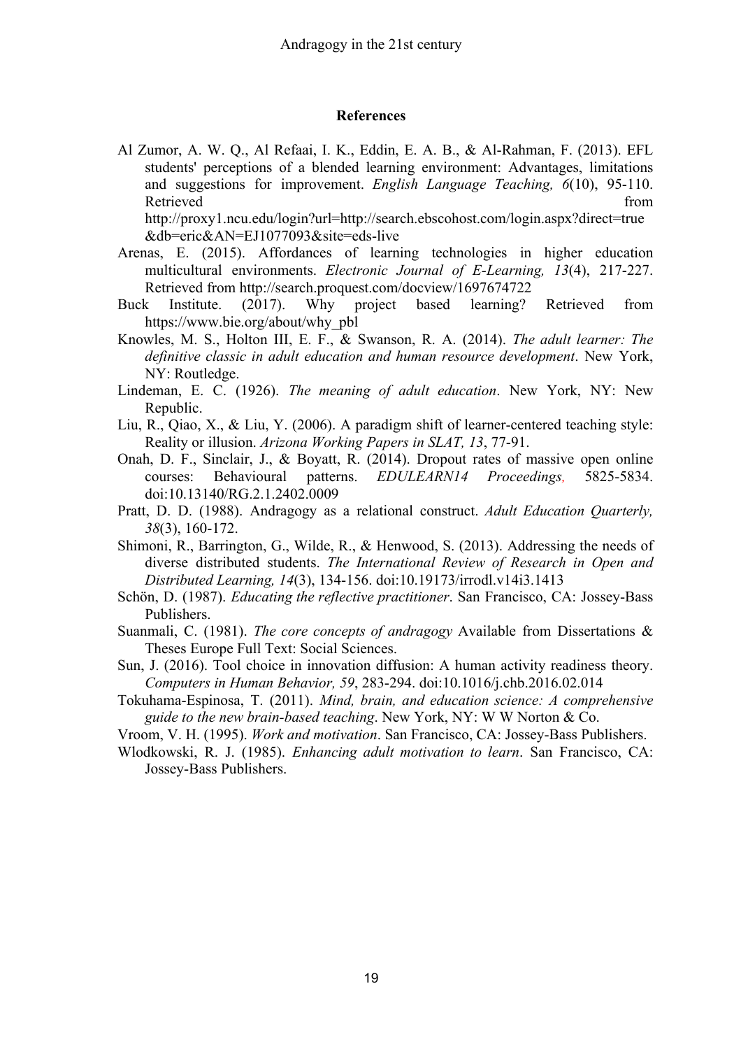## References

Al Zumor, A. W. Q., Al Refaai, I. K., Eddin, E. A. B., & Al-Rahman, F. (2013). EFL students' perceptions of a blended learning environment: Advantages, limitations and suggestions for improvement. *English Language Teaching, 6*(10), 95-110. Retrieved from http://proxy1.ncu.edu/login?url=http://search.ebscohost.com/login.aspx?direct=true&db=eric&AN=EJ1077093&site=eds-live

Arenas, E. (2015). Affordances of learning technologies in higher education multicultural environments. *Electronic Journal of E-Learning, 13*(4), 217-227. Retrieved from http://search.proquest.com/docview/1697674722

Buck Institute. (2017). Why project based learning? Retrieved from https://www.bie.org/about/why_pbl

Knowles, M. S., Holton III, E. F., & Swanson, R. A. (2014). *The adult learner: The definitive classic in adult education and human resource development*. New York, NY: Routledge.

Lindeman, E. C. (1926). *The meaning of adult education*. New York, NY: New Republic.

Liu, R., Qiao, X., & Liu, Y. (2006). A paradigm shift of learner-centered teaching style: Reality or illusion. *Arizona Working Papers in SLAT, 13*, 77-91.

Onah, D. F., Sinclair, J., & Boyatt, R. (2014). Dropout rates of massive open online courses: Behavioural patterns. *EDULEARN14 Proceedings,* 5825-5834. doi:10.13140/RG.2.1.2402.0009

Pratt, D. D. (1988). Andragogy as a relational construct. *Adult Education Quarterly, 38*(3), 160-172.

Shimoni, R., Barrington, G., Wilde, R., & Henwood, S. (2013). Addressing the needs of diverse distributed students. *The International Review of Research in Open and Distributed Learning, 14*(3), 134-156. doi:10.19173/irrodl.v14i3.1413

Schön, D. (1987). *Educating the reflective practitioner*. San Francisco, CA: Jossey-Bass Publishers.

Suanmali, C. (1981). *The core concepts of andragogy* Available from Dissertations & Theses Europe Full Text: Social Sciences.

Sun, J. (2016). Tool choice in innovation diffusion: A human activity readiness theory. *Computers in Human Behavior, 59*, 283-294. doi:10.1016/j.chb.2016.02.014

Tokuhama-Espinosa, T. (2011). *Mind, brain, and education science: A comprehensive guide to the new brain-based teaching*. New York, NY: W W Norton & Co.

Vroom, V. H. (1995). *Work and motivation*. San Francisco, CA: Jossey-Bass Publishers.

Wlodkowski, R. J. (1985). *Enhancing adult motivation to learn*. San Francisco, CA: Jossey-Bass Publishers.